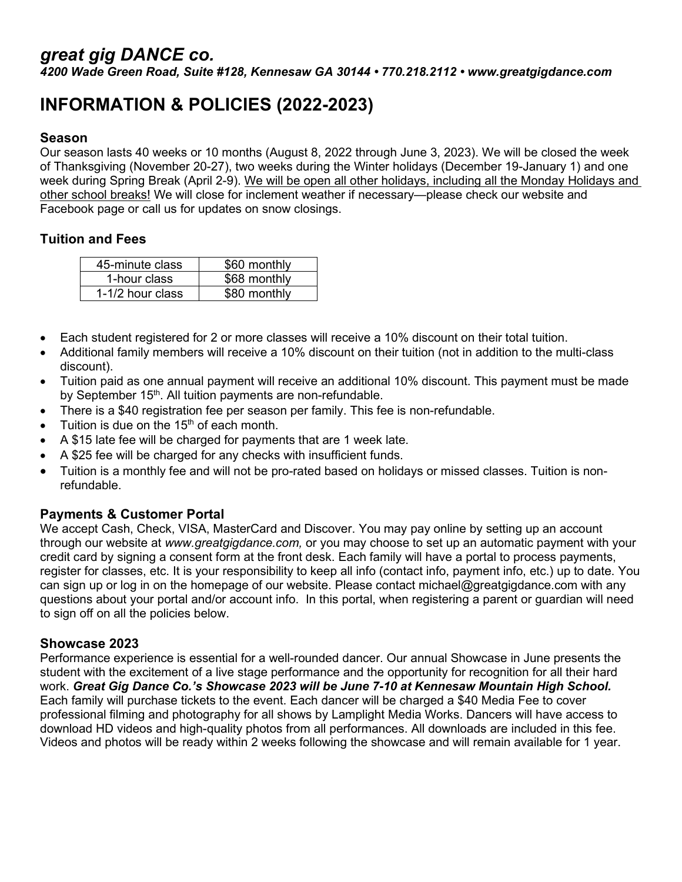# *great gig DANCE co.*

***4200 Wade Green Road, Suite #128, Kennesaw GA 30144 • 770.218.2112 • www.greatgigdance.com***

## INFORMATION & POLICIES (2022-2023)

### Season

Our season lasts 40 weeks or 10 months (August 8, 2022 through June 3, 2023). We will be closed the week of Thanksgiving (November 20-27), two weeks during the Winter holidays (December 19-January 1) and one week during Spring Break (April 2-9). <u>We will be open all other holidays, including all the Monday Holidays and other school breaks!</u> We will close for inclement weather if necessary—please check our website and Facebook page or call us for updates on snow closings.

### Tuition and Fees

| 45-minute class | $60 monthly |
|---|---|
| 1-hour class | $68 monthly |
| 1-1/2 hour class | $80 monthly |

- Each student registered for 2 or more classes will receive a 10% discount on their total tuition.
- Additional family members will receive a 10% discount on their tuition (not in addition to the multi-class discount).
- Tuition paid as one annual payment will receive an additional 10% discount. This payment must be made by September 15th. All tuition payments are non-refundable.
- There is a $40 registration fee per season per family. This fee is non-refundable.
- Tuition is due on the 15th of each month.
- A $15 late fee will be charged for payments that are 1 week late.
- A $25 fee will be charged for any checks with insufficient funds.
- Tuition is a monthly fee and will not be pro-rated based on holidays or missed classes. Tuition is non-refundable.

### Payments & Customer Portal

We accept Cash, Check, VISA, MasterCard and Discover. You may pay online by setting up an account through our website at *www.greatgigdance.com,* or you may choose to set up an automatic payment with your credit card by signing a consent form at the front desk. Each family will have a portal to process payments, register for classes, etc. It is your responsibility to keep all info (contact info, payment info, etc.) up to date. You can sign up or log in on the homepage of our website. Please contact michael@greatgigdance.com with any questions about your portal and/or account info. In this portal, when registering a parent or guardian will need to sign off on all the policies below.

### Showcase 2023

Performance experience is essential for a well-rounded dancer. Our annual Showcase in June presents the student with the excitement of a live stage performance and the opportunity for recognition for all their hard work. ***Great Gig Dance Co.'s Showcase 2023 will be June 7-10 at Kennesaw Mountain High School.*** Each family will purchase tickets to the event. Each dancer will be charged a $40 Media Fee to cover professional filming and photography for all shows by Lamplight Media Works. Dancers will have access to download HD videos and high-quality photos from all performances. All downloads are included in this fee. Videos and photos will be ready within 2 weeks following the showcase and will remain available for 1 year.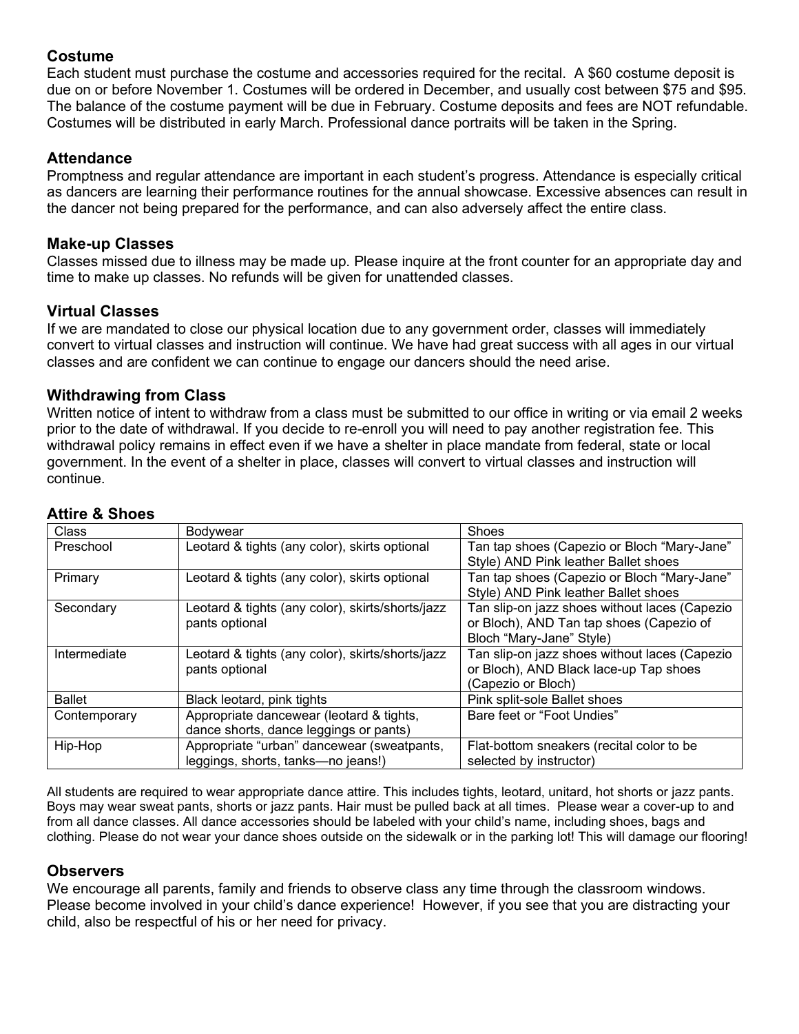## Costume

Each student must purchase the costume and accessories required for the recital. A $60 costume deposit is due on or before November 1. Costumes will be ordered in December, and usually cost between $75 and $95. The balance of the costume payment will be due in February. Costume deposits and fees are NOT refundable. Costumes will be distributed in early March. Professional dance portraits will be taken in the Spring.

## Attendance

Promptness and regular attendance are important in each student's progress. Attendance is especially critical as dancers are learning their performance routines for the annual showcase. Excessive absences can result in the dancer not being prepared for the performance, and can also adversely affect the entire class.

## Make-up Classes

Classes missed due to illness may be made up. Please inquire at the front counter for an appropriate day and time to make up classes. No refunds will be given for unattended classes.

## Virtual Classes

If we are mandated to close our physical location due to any government order, classes will immediately convert to virtual classes and instruction will continue. We have had great success with all ages in our virtual classes and are confident we can continue to engage our dancers should the need arise.

## Withdrawing from Class

Written notice of intent to withdraw from a class must be submitted to our office in writing or via email 2 weeks prior to the date of withdrawal. If you decide to re-enroll you will need to pay another registration fee. This withdrawal policy remains in effect even if we have a shelter in place mandate from federal, state or local government. In the event of a shelter in place, classes will convert to virtual classes and instruction will continue.

## Attire & Shoes

| Class | Bodywear | Shoes |
|---|---|---|
| Preschool | Leotard & tights (any color), skirts optional | Tan tap shoes (Capezio or Bloch "Mary-Jane" Style) AND Pink leather Ballet shoes |
| Primary | Leotard & tights (any color), skirts optional | Tan tap shoes (Capezio or Bloch "Mary-Jane" Style) AND Pink leather Ballet shoes |
| Secondary | Leotard & tights (any color), skirts/shorts/jazz pants optional | Tan slip-on jazz shoes without laces (Capezio or Bloch), AND Tan tap shoes (Capezio of Bloch "Mary-Jane" Style) |
| Intermediate | Leotard & tights (any color), skirts/shorts/jazz pants optional | Tan slip-on jazz shoes without laces (Capezio or Bloch), AND Black lace-up Tap shoes (Capezio or Bloch) |
| Ballet | Black leotard, pink tights | Pink split-sole Ballet shoes |
| Contemporary | Appropriate dancewear (leotard & tights, dance shorts, dance leggings or pants) | Bare feet or "Foot Undies" |
| Hip-Hop | Appropriate "urban" dancewear (sweatpants, leggings, shorts, tanks—no jeans!) | Flat-bottom sneakers (recital color to be selected by instructor) |

All students are required to wear appropriate dance attire. This includes tights, leotard, unitard, hot shorts or jazz pants. Boys may wear sweat pants, shorts or jazz pants. Hair must be pulled back at all times. Please wear a cover-up to and from all dance classes. All dance accessories should be labeled with your child's name, including shoes, bags and clothing. Please do not wear your dance shoes outside on the sidewalk or in the parking lot! This will damage our flooring!

## Observers

We encourage all parents, family and friends to observe class any time through the classroom windows. Please become involved in your child's dance experience! However, if you see that you are distracting your child, also be respectful of his or her need for privacy.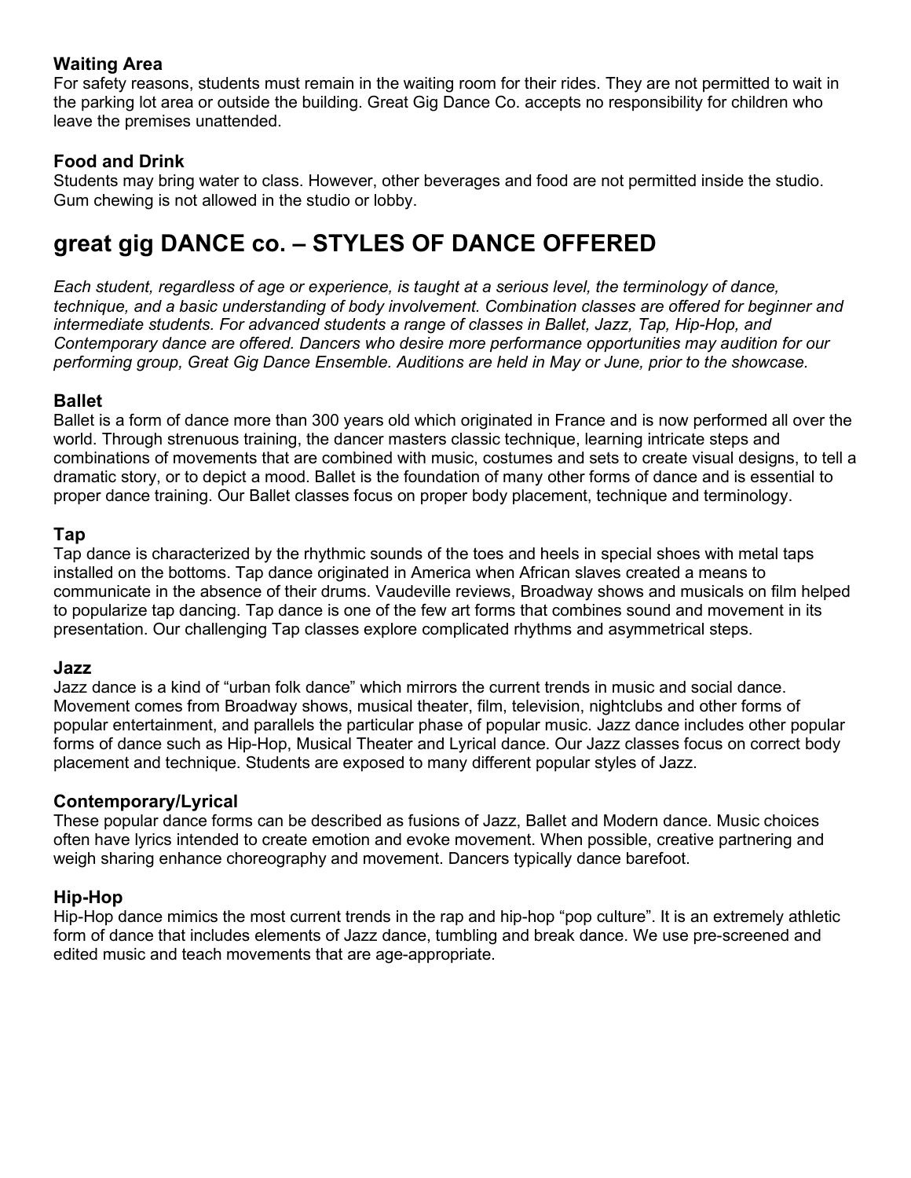### Waiting Area

For safety reasons, students must remain in the waiting room for their rides. They are not permitted to wait in the parking lot area or outside the building. Great Gig Dance Co. accepts no responsibility for children who leave the premises unattended.

### Food and Drink

Students may bring water to class. However, other beverages and food are not permitted inside the studio. Gum chewing is not allowed in the studio or lobby.

## great gig DANCE co. – STYLES OF DANCE OFFERED

*Each student, regardless of age or experience, is taught at a serious level, the terminology of dance, technique, and a basic understanding of body involvement. Combination classes are offered for beginner and intermediate students. For advanced students a range of classes in Ballet, Jazz, Tap, Hip-Hop, and Contemporary dance are offered. Dancers who desire more performance opportunities may audition for our performing group, Great Gig Dance Ensemble. Auditions are held in May or June, prior to the showcase.*

### Ballet

Ballet is a form of dance more than 300 years old which originated in France and is now performed all over the world. Through strenuous training, the dancer masters classic technique, learning intricate steps and combinations of movements that are combined with music, costumes and sets to create visual designs, to tell a dramatic story, or to depict a mood. Ballet is the foundation of many other forms of dance and is essential to proper dance training. Our Ballet classes focus on proper body placement, technique and terminology.

### Tap

Tap dance is characterized by the rhythmic sounds of the toes and heels in special shoes with metal taps installed on the bottoms. Tap dance originated in America when African slaves created a means to communicate in the absence of their drums. Vaudeville reviews, Broadway shows and musicals on film helped to popularize tap dancing. Tap dance is one of the few art forms that combines sound and movement in its presentation. Our challenging Tap classes explore complicated rhythms and asymmetrical steps.

### Jazz

Jazz dance is a kind of "urban folk dance" which mirrors the current trends in music and social dance. Movement comes from Broadway shows, musical theater, film, television, nightclubs and other forms of popular entertainment, and parallels the particular phase of popular music. Jazz dance includes other popular forms of dance such as Hip-Hop, Musical Theater and Lyrical dance. Our Jazz classes focus on correct body placement and technique. Students are exposed to many different popular styles of Jazz.

### Contemporary/Lyrical

These popular dance forms can be described as fusions of Jazz, Ballet and Modern dance. Music choices often have lyrics intended to create emotion and evoke movement. When possible, creative partnering and weigh sharing enhance choreography and movement. Dancers typically dance barefoot.

### Hip-Hop

Hip-Hop dance mimics the most current trends in the rap and hip-hop "pop culture". It is an extremely athletic form of dance that includes elements of Jazz dance, tumbling and break dance. We use pre-screened and edited music and teach movements that are age-appropriate.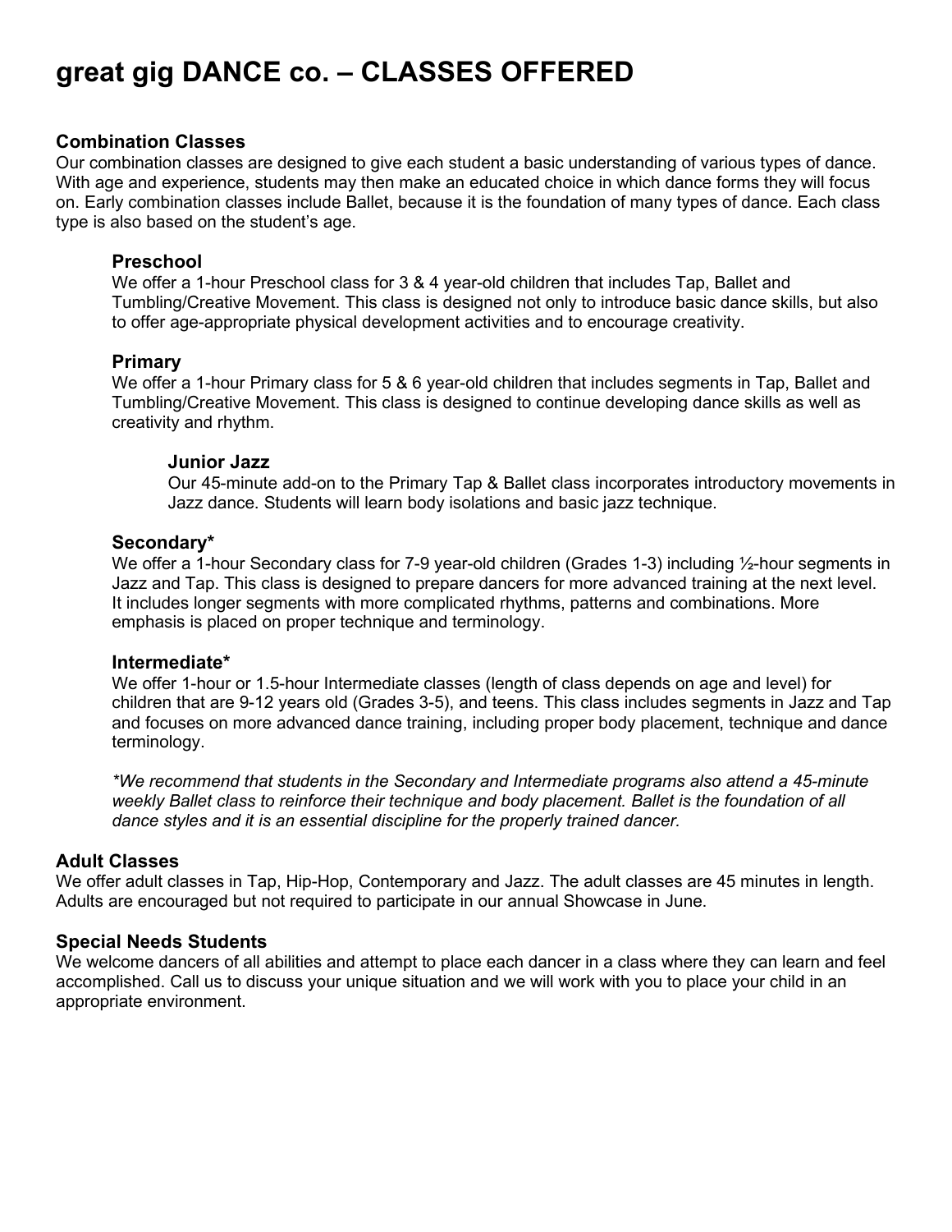# great gig DANCE co. – CLASSES OFFERED

## Combination Classes

Our combination classes are designed to give each student a basic understanding of various types of dance. With age and experience, students may then make an educated choice in which dance forms they will focus on. Early combination classes include Ballet, because it is the foundation of many types of dance. Each class type is also based on the student's age.

### Preschool

We offer a 1-hour Preschool class for 3 & 4 year-old children that includes Tap, Ballet and Tumbling/Creative Movement. This class is designed not only to introduce basic dance skills, but also to offer age-appropriate physical development activities and to encourage creativity.

### Primary

We offer a 1-hour Primary class for 5 & 6 year-old children that includes segments in Tap, Ballet and Tumbling/Creative Movement. This class is designed to continue developing dance skills as well as creativity and rhythm.

#### Junior Jazz

Our 45-minute add-on to the Primary Tap & Ballet class incorporates introductory movements in Jazz dance. Students will learn body isolations and basic jazz technique.

### Secondary*

We offer a 1-hour Secondary class for 7-9 year-old children (Grades 1-3) including ½-hour segments in Jazz and Tap. This class is designed to prepare dancers for more advanced training at the next level. It includes longer segments with more complicated rhythms, patterns and combinations. More emphasis is placed on proper technique and terminology.

### Intermediate*

We offer 1-hour or 1.5-hour Intermediate classes (length of class depends on age and level) for children that are 9-12 years old (Grades 3-5), and teens. This class includes segments in Jazz and Tap and focuses on more advanced dance training, including proper body placement, technique and dance terminology.

*\*We recommend that students in the Secondary and Intermediate programs also attend a 45-minute weekly Ballet class to reinforce their technique and body placement. Ballet is the foundation of all dance styles and it is an essential discipline for the properly trained dancer.*

## Adult Classes

We offer adult classes in Tap, Hip-Hop, Contemporary and Jazz. The adult classes are 45 minutes in length. Adults are encouraged but not required to participate in our annual Showcase in June.

## Special Needs Students

We welcome dancers of all abilities and attempt to place each dancer in a class where they can learn and feel accomplished. Call us to discuss your unique situation and we will work with you to place your child in an appropriate environment.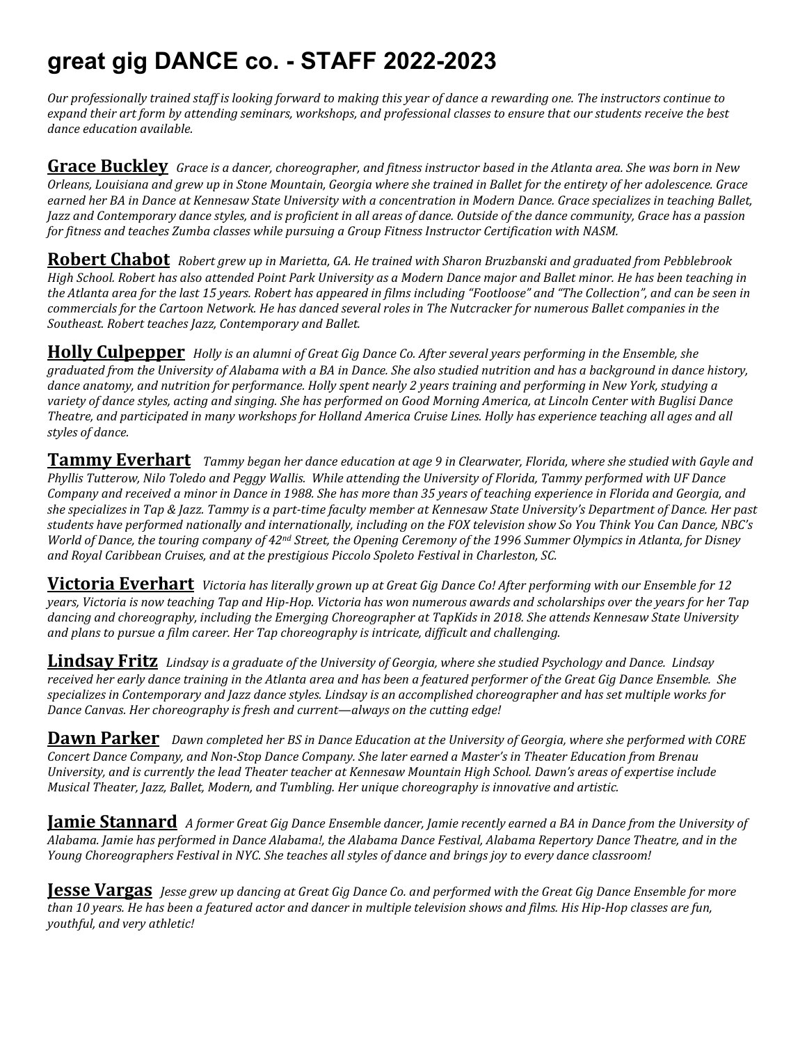# great gig DANCE co. - STAFF 2022-2023

*Our professionally trained staff is looking forward to making this year of dance a rewarding one. The instructors continue to expand their art form by attending seminars, workshops, and professional classes to ensure that our students receive the best dance education available.*

**Grace Buckley** *Grace is a dancer, choreographer, and fitness instructor based in the Atlanta area. She was born in New Orleans, Louisiana and grew up in Stone Mountain, Georgia where she trained in Ballet for the entirety of her adolescence. Grace earned her BA in Dance at Kennesaw State University with a concentration in Modern Dance. Grace specializes in teaching Ballet, Jazz and Contemporary dance styles, and is proficient in all areas of dance. Outside of the dance community, Grace has a passion for fitness and teaches Zumba classes while pursuing a Group Fitness Instructor Certification with NASM.*

**Robert Chabot** *Robert grew up in Marietta, GA. He trained with Sharon Bruzbanski and graduated from Pebblebrook High School. Robert has also attended Point Park University as a Modern Dance major and Ballet minor. He has been teaching in the Atlanta area for the last 15 years. Robert has appeared in films including "Footloose" and "The Collection", and can be seen in commercials for the Cartoon Network. He has danced several roles in The Nutcracker for numerous Ballet companies in the Southeast. Robert teaches Jazz, Contemporary and Ballet.*

**Holly Culpepper** *Holly is an alumni of Great Gig Dance Co. After several years performing in the Ensemble, she graduated from the University of Alabama with a BA in Dance. She also studied nutrition and has a background in dance history, dance anatomy, and nutrition for performance. Holly spent nearly 2 years training and performing in New York, studying a variety of dance styles, acting and singing. She has performed on Good Morning America, at Lincoln Center with Buglisi Dance Theatre, and participated in many workshops for Holland America Cruise Lines. Holly has experience teaching all ages and all styles of dance.*

**Tammy Everhart** *Tammy began her dance education at age 9 in Clearwater, Florida, where she studied with Gayle and Phyllis Tutterow, Nilo Toledo and Peggy Wallis. While attending the University of Florida, Tammy performed with UF Dance Company and received a minor in Dance in 1988. She has more than 35 years of teaching experience in Florida and Georgia, and she specializes in Tap & Jazz. Tammy is a part-time faculty member at Kennesaw State University's Department of Dance. Her past students have performed nationally and internationally, including on the FOX television show So You Think You Can Dance, NBC's World of Dance, the touring company of 42nd Street, the Opening Ceremony of the 1996 Summer Olympics in Atlanta, for Disney and Royal Caribbean Cruises, and at the prestigious Piccolo Spoleto Festival in Charleston, SC.*

**Victoria Everhart** *Victoria has literally grown up at Great Gig Dance Co! After performing with our Ensemble for 12 years, Victoria is now teaching Tap and Hip-Hop. Victoria has won numerous awards and scholarships over the years for her Tap dancing and choreography, including the Emerging Choreographer at TapKids in 2018. She attends Kennesaw State University and plans to pursue a film career. Her Tap choreography is intricate, difficult and challenging.*

**Lindsay Fritz** *Lindsay is a graduate of the University of Georgia, where she studied Psychology and Dance. Lindsay received her early dance training in the Atlanta area and has been a featured performer of the Great Gig Dance Ensemble. She specializes in Contemporary and Jazz dance styles. Lindsay is an accomplished choreographer and has set multiple works for Dance Canvas. Her choreography is fresh and current—always on the cutting edge!*

**Dawn Parker** *Dawn completed her BS in Dance Education at the University of Georgia, where she performed with CORE Concert Dance Company, and Non-Stop Dance Company. She later earned a Master's in Theater Education from Brenau University, and is currently the lead Theater teacher at Kennesaw Mountain High School. Dawn's areas of expertise include Musical Theater, Jazz, Ballet, Modern, and Tumbling. Her unique choreography is innovative and artistic.*

**Jamie Stannard** *A former Great Gig Dance Ensemble dancer, Jamie recently earned a BA in Dance from the University of Alabama. Jamie has performed in Dance Alabama!, the Alabama Dance Festival, Alabama Repertory Dance Theatre, and in the Young Choreographers Festival in NYC. She teaches all styles of dance and brings joy to every dance classroom!*

**Jesse Vargas** *Jesse grew up dancing at Great Gig Dance Co. and performed with the Great Gig Dance Ensemble for more than 10 years. He has been a featured actor and dancer in multiple television shows and films. His Hip-Hop classes are fun, youthful, and very athletic!*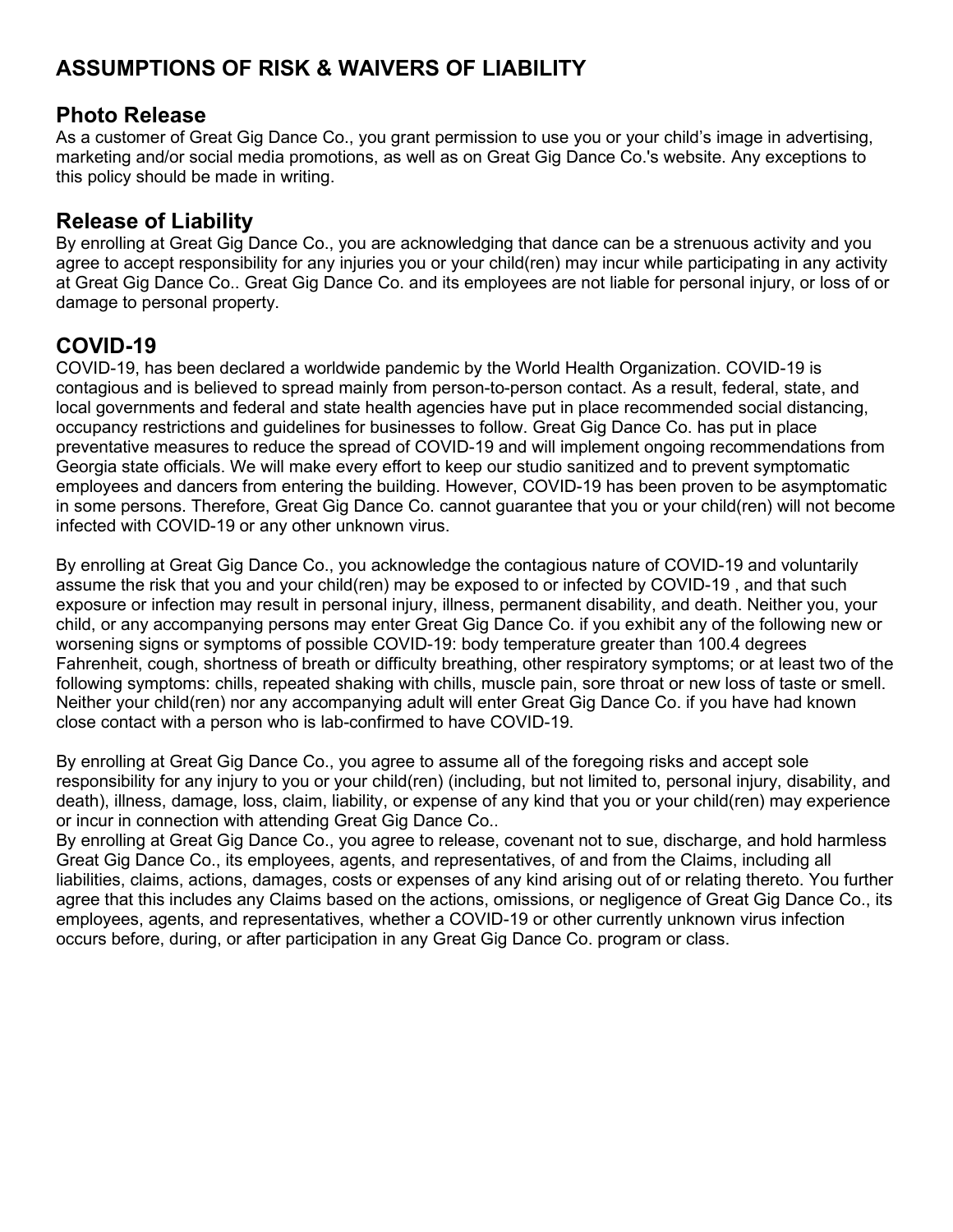# ASSUMPTIONS OF RISK & WAIVERS OF LIABILITY

## Photo Release

As a customer of Great Gig Dance Co., you grant permission to use you or your child's image in advertising, marketing and/or social media promotions, as well as on Great Gig Dance Co.'s website. Any exceptions to this policy should be made in writing.

## Release of Liability

By enrolling at Great Gig Dance Co., you are acknowledging that dance can be a strenuous activity and you agree to accept responsibility for any injuries you or your child(ren) may incur while participating in any activity at Great Gig Dance Co.. Great Gig Dance Co. and its employees are not liable for personal injury, or loss of or damage to personal property.

## COVID-19

COVID-19, has been declared a worldwide pandemic by the World Health Organization. COVID-19 is contagious and is believed to spread mainly from person-to-person contact. As a result, federal, state, and local governments and federal and state health agencies have put in place recommended social distancing, occupancy restrictions and guidelines for businesses to follow. Great Gig Dance Co. has put in place preventative measures to reduce the spread of COVID-19 and will implement ongoing recommendations from Georgia state officials. We will make every effort to keep our studio sanitized and to prevent symptomatic employees and dancers from entering the building. However, COVID-19 has been proven to be asymptomatic in some persons. Therefore, Great Gig Dance Co. cannot guarantee that you or your child(ren) will not become infected with COVID-19 or any other unknown virus.

By enrolling at Great Gig Dance Co., you acknowledge the contagious nature of COVID-19 and voluntarily assume the risk that you and your child(ren) may be exposed to or infected by COVID-19 , and that such exposure or infection may result in personal injury, illness, permanent disability, and death. Neither you, your child, or any accompanying persons may enter Great Gig Dance Co. if you exhibit any of the following new or worsening signs or symptoms of possible COVID-19: body temperature greater than 100.4 degrees Fahrenheit, cough, shortness of breath or difficulty breathing, other respiratory symptoms; or at least two of the following symptoms: chills, repeated shaking with chills, muscle pain, sore throat or new loss of taste or smell. Neither your child(ren) nor any accompanying adult will enter Great Gig Dance Co. if you have had known close contact with a person who is lab-confirmed to have COVID-19.

By enrolling at Great Gig Dance Co., you agree to assume all of the foregoing risks and accept sole responsibility for any injury to you or your child(ren) (including, but not limited to, personal injury, disability, and death), illness, damage, loss, claim, liability, or expense of any kind that you or your child(ren) may experience or incur in connection with attending Great Gig Dance Co..

By enrolling at Great Gig Dance Co., you agree to release, covenant not to sue, discharge, and hold harmless Great Gig Dance Co., its employees, agents, and representatives, of and from the Claims, including all liabilities, claims, actions, damages, costs or expenses of any kind arising out of or relating thereto. You further agree that this includes any Claims based on the actions, omissions, or negligence of Great Gig Dance Co., its employees, agents, and representatives, whether a COVID-19 or other currently unknown virus infection occurs before, during, or after participation in any Great Gig Dance Co. program or class.